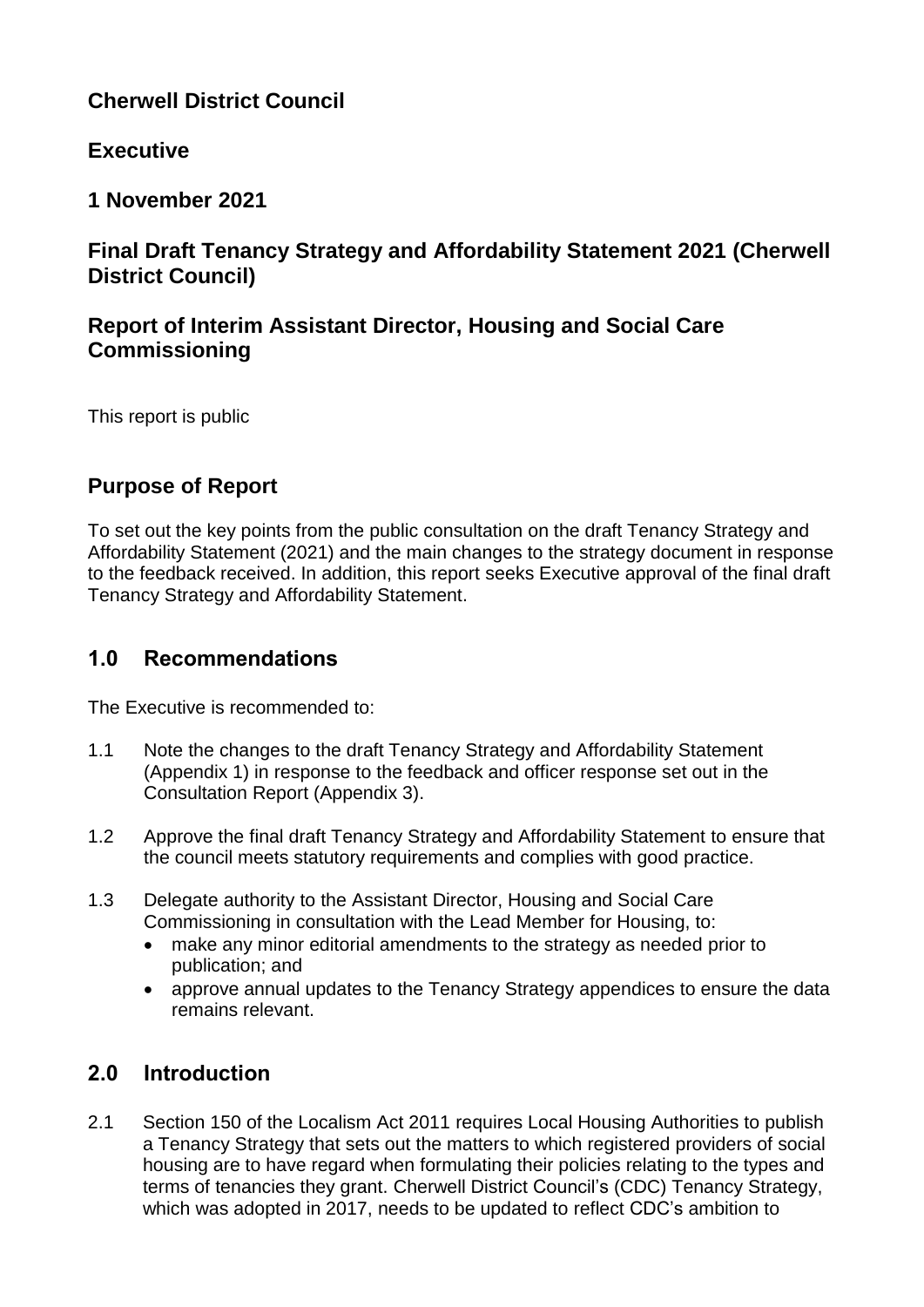# Cherwell District Council

## Executive

## 1 November 2021

## Final Draft Tenancy Strategy and Affordability Statement 2021 (Cherwell District Council)

## Report of Interim Assistant Director, Housing and Social Care Commissioning

This report is public

## Purpose of Report

To set out the key points from the public consultation on the draft Tenancy Strategy and Affordability Statement (2021) and the main changes to the strategy document in response to the feedback received. In addition, this report seeks Executive approval of the final draft Tenancy Strategy and Affordability Statement.

## 1.0 Recommendations

The Executive is recommended to:

1.1 Note the changes to the draft Tenancy Strategy and Affordability Statement (Appendix 1) in response to the feedback and officer response set out in the Consultation Report (Appendix 3).

1.2 Approve the final draft Tenancy Strategy and Affordability Statement to ensure that the council meets statutory requirements and complies with good practice.

1.3 Delegate authority to the Assistant Director, Housing and Social Care Commissioning in consultation with the Lead Member for Housing, to:

- make any minor editorial amendments to the strategy as needed prior to publication; and
- approve annual updates to the Tenancy Strategy appendices to ensure the data remains relevant.

## 2.0 Introduction

2.1 Section 150 of the Localism Act 2011 requires Local Housing Authorities to publish a Tenancy Strategy that sets out the matters to which registered providers of social housing are to have regard when formulating their policies relating to the types and terms of tenancies they grant. Cherwell District Council's (CDC) Tenancy Strategy, which was adopted in 2017, needs to be updated to reflect CDC's ambition to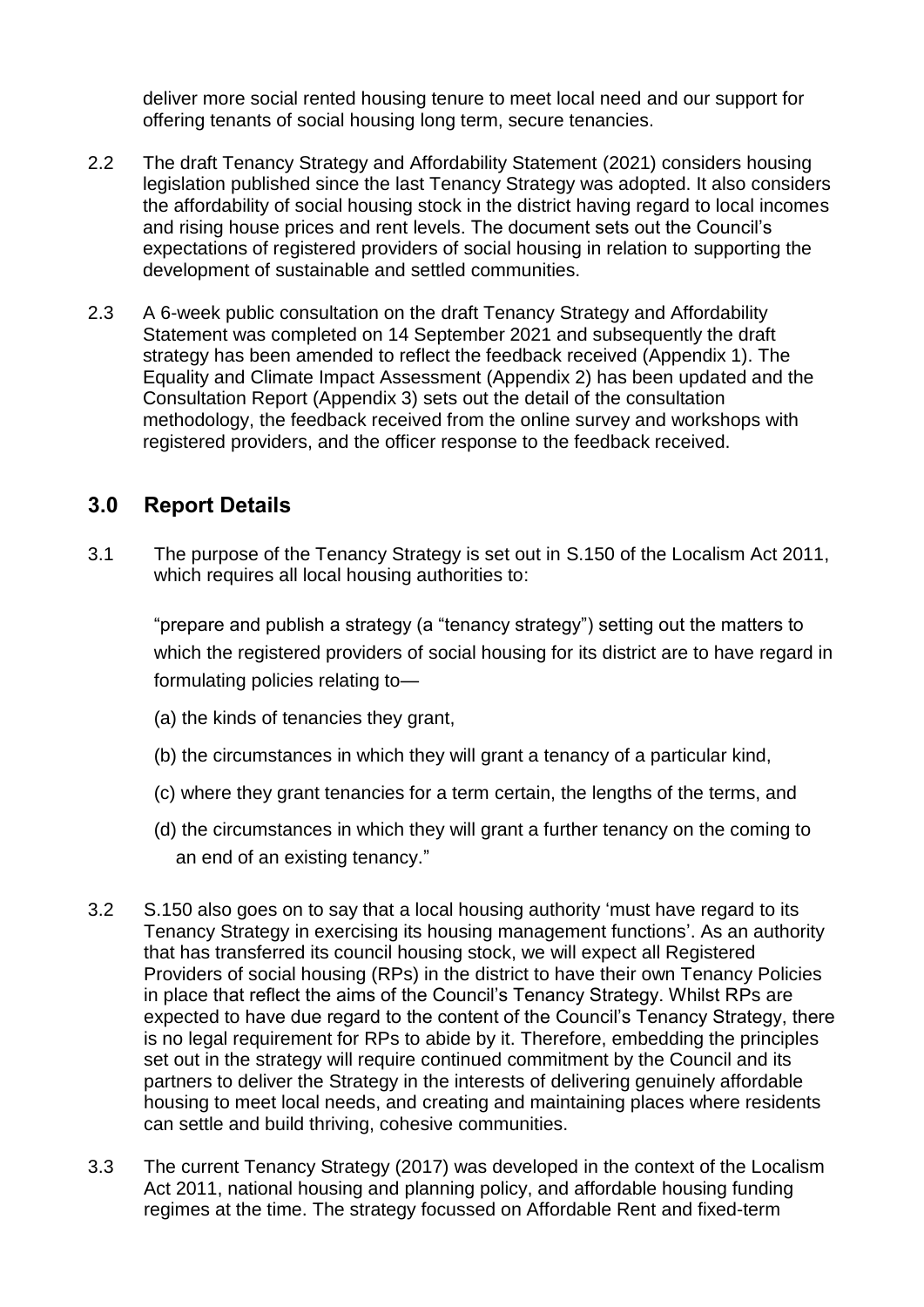deliver more social rented housing tenure to meet local need and our support for offering tenants of social housing long term, secure tenancies.

2.2 The draft Tenancy Strategy and Affordability Statement (2021) considers housing legislation published since the last Tenancy Strategy was adopted. It also considers the affordability of social housing stock in the district having regard to local incomes and rising house prices and rent levels. The document sets out the Council's expectations of registered providers of social housing in relation to supporting the development of sustainable and settled communities.

2.3 A 6-week public consultation on the draft Tenancy Strategy and Affordability Statement was completed on 14 September 2021 and subsequently the draft strategy has been amended to reflect the feedback received (Appendix 1). The Equality and Climate Impact Assessment (Appendix 2) has been updated and the Consultation Report (Appendix 3) sets out the detail of the consultation methodology, the feedback received from the online survey and workshops with registered providers, and the officer response to the feedback received.

## 3.0 Report Details

3.1 The purpose of the Tenancy Strategy is set out in S.150 of the Localism Act 2011, which requires all local housing authorities to:

"prepare and publish a strategy (a "tenancy strategy") setting out the matters to which the registered providers of social housing for its district are to have regard in formulating policies relating to—

(a) the kinds of tenancies they grant,

(b) the circumstances in which they will grant a tenancy of a particular kind,

(c) where they grant tenancies for a term certain, the lengths of the terms, and

(d) the circumstances in which they will grant a further tenancy on the coming to an end of an existing tenancy."

3.2 S.150 also goes on to say that a local housing authority 'must have regard to its Tenancy Strategy in exercising its housing management functions'. As an authority that has transferred its council housing stock, we will expect all Registered Providers of social housing (RPs) in the district to have their own Tenancy Policies in place that reflect the aims of the Council's Tenancy Strategy. Whilst RPs are expected to have due regard to the content of the Council's Tenancy Strategy, there is no legal requirement for RPs to abide by it. Therefore, embedding the principles set out in the strategy will require continued commitment by the Council and its partners to deliver the Strategy in the interests of delivering genuinely affordable housing to meet local needs, and creating and maintaining places where residents can settle and build thriving, cohesive communities.

3.3 The current Tenancy Strategy (2017) was developed in the context of the Localism Act 2011, national housing and planning policy, and affordable housing funding regimes at the time. The strategy focussed on Affordable Rent and fixed-term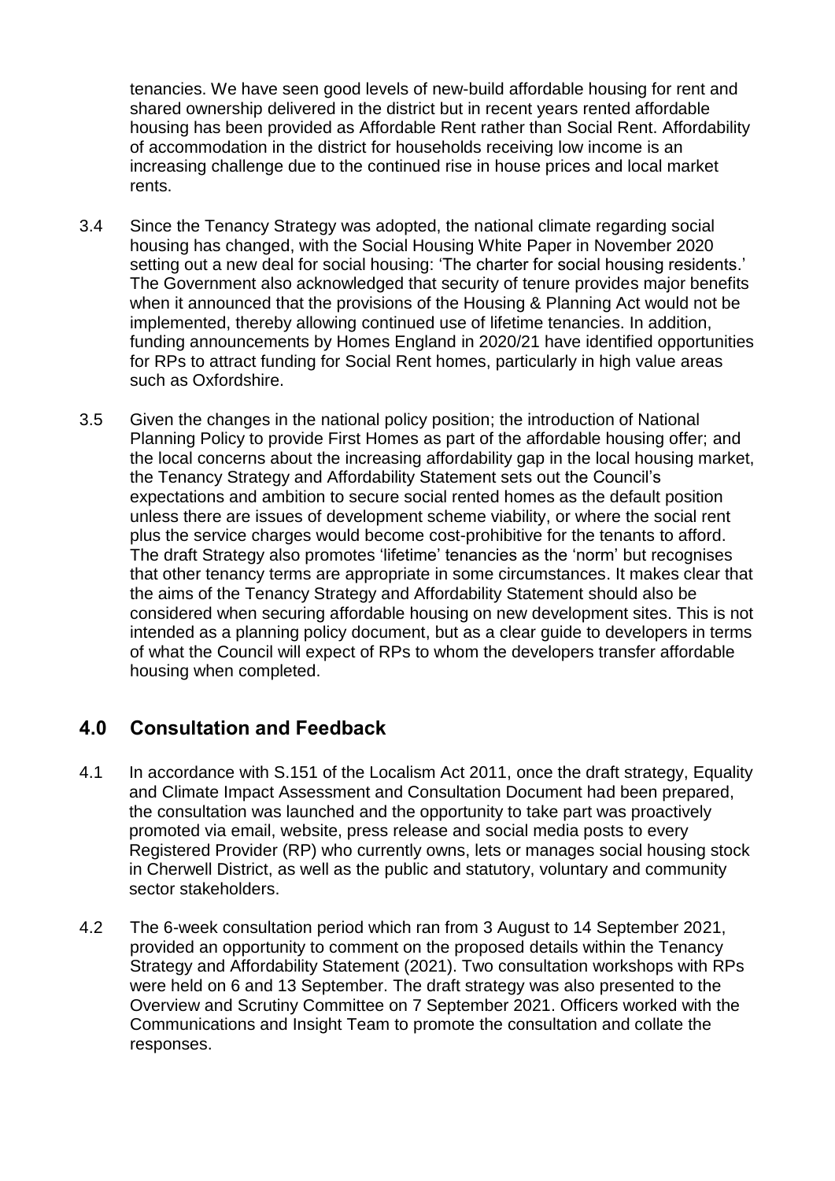tenancies. We have seen good levels of new-build affordable housing for rent and shared ownership delivered in the district but in recent years rented affordable housing has been provided as Affordable Rent rather than Social Rent. Affordability of accommodation in the district for households receiving low income is an increasing challenge due to the continued rise in house prices and local market rents.

3.4 Since the Tenancy Strategy was adopted, the national climate regarding social housing has changed, with the Social Housing White Paper in November 2020 setting out a new deal for social housing: 'The charter for social housing residents.' The Government also acknowledged that security of tenure provides major benefits when it announced that the provisions of the Housing & Planning Act would not be implemented, thereby allowing continued use of lifetime tenancies. In addition, funding announcements by Homes England in 2020/21 have identified opportunities for RPs to attract funding for Social Rent homes, particularly in high value areas such as Oxfordshire.

3.5 Given the changes in the national policy position; the introduction of National Planning Policy to provide First Homes as part of the affordable housing offer; and the local concerns about the increasing affordability gap in the local housing market, the Tenancy Strategy and Affordability Statement sets out the Council's expectations and ambition to secure social rented homes as the default position unless there are issues of development scheme viability, or where the social rent plus the service charges would become cost-prohibitive for the tenants to afford. The draft Strategy also promotes 'lifetime' tenancies as the 'norm' but recognises that other tenancy terms are appropriate in some circumstances. It makes clear that the aims of the Tenancy Strategy and Affordability Statement should also be considered when securing affordable housing on new development sites. This is not intended as a planning policy document, but as a clear guide to developers in terms of what the Council will expect of RPs to whom the developers transfer affordable housing when completed.

## 4.0 Consultation and Feedback

4.1 In accordance with S.151 of the Localism Act 2011, once the draft strategy, Equality and Climate Impact Assessment and Consultation Document had been prepared, the consultation was launched and the opportunity to take part was proactively promoted via email, website, press release and social media posts to every Registered Provider (RP) who currently owns, lets or manages social housing stock in Cherwell District, as well as the public and statutory, voluntary and community sector stakeholders.

4.2 The 6-week consultation period which ran from 3 August to 14 September 2021, provided an opportunity to comment on the proposed details within the Tenancy Strategy and Affordability Statement (2021). Two consultation workshops with RPs were held on 6 and 13 September. The draft strategy was also presented to the Overview and Scrutiny Committee on 7 September 2021. Officers worked with the Communications and Insight Team to promote the consultation and collate the responses.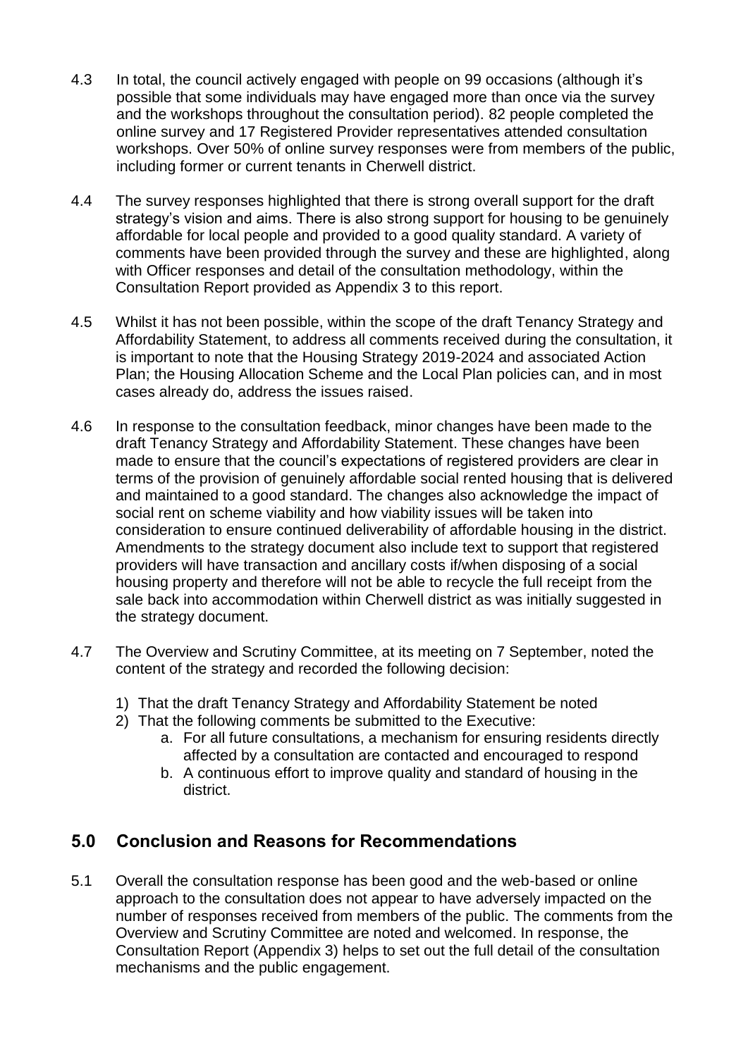4.3 In total, the council actively engaged with people on 99 occasions (although it's possible that some individuals may have engaged more than once via the survey and the workshops throughout the consultation period). 82 people completed the online survey and 17 Registered Provider representatives attended consultation workshops. Over 50% of online survey responses were from members of the public, including former or current tenants in Cherwell district.

4.4 The survey responses highlighted that there is strong overall support for the draft strategy's vision and aims. There is also strong support for housing to be genuinely affordable for local people and provided to a good quality standard. A variety of comments have been provided through the survey and these are highlighted, along with Officer responses and detail of the consultation methodology, within the Consultation Report provided as Appendix 3 to this report.

4.5 Whilst it has not been possible, within the scope of the draft Tenancy Strategy and Affordability Statement, to address all comments received during the consultation, it is important to note that the Housing Strategy 2019-2024 and associated Action Plan; the Housing Allocation Scheme and the Local Plan policies can, and in most cases already do, address the issues raised.

4.6 In response to the consultation feedback, minor changes have been made to the draft Tenancy Strategy and Affordability Statement. These changes have been made to ensure that the council's expectations of registered providers are clear in terms of the provision of genuinely affordable social rented housing that is delivered and maintained to a good standard. The changes also acknowledge the impact of social rent on scheme viability and how viability issues will be taken into consideration to ensure continued deliverability of affordable housing in the district. Amendments to the strategy document also include text to support that registered providers will have transaction and ancillary costs if/when disposing of a social housing property and therefore will not be able to recycle the full receipt from the sale back into accommodation within Cherwell district as was initially suggested in the strategy document.

4.7 The Overview and Scrutiny Committee, at its meeting on 7 September, noted the content of the strategy and recorded the following decision:

1) That the draft Tenancy Strategy and Affordability Statement be noted
2) That the following comments be submitted to the Executive:
    a. For all future consultations, a mechanism for ensuring residents directly affected by a consultation are contacted and encouraged to respond
    b. A continuous effort to improve quality and standard of housing in the district.

## 5.0 Conclusion and Reasons for Recommendations

5.1 Overall the consultation response has been good and the web-based or online approach to the consultation does not appear to have adversely impacted on the number of responses received from members of the public. The comments from the Overview and Scrutiny Committee are noted and welcomed. In response, the Consultation Report (Appendix 3) helps to set out the full detail of the consultation mechanisms and the public engagement.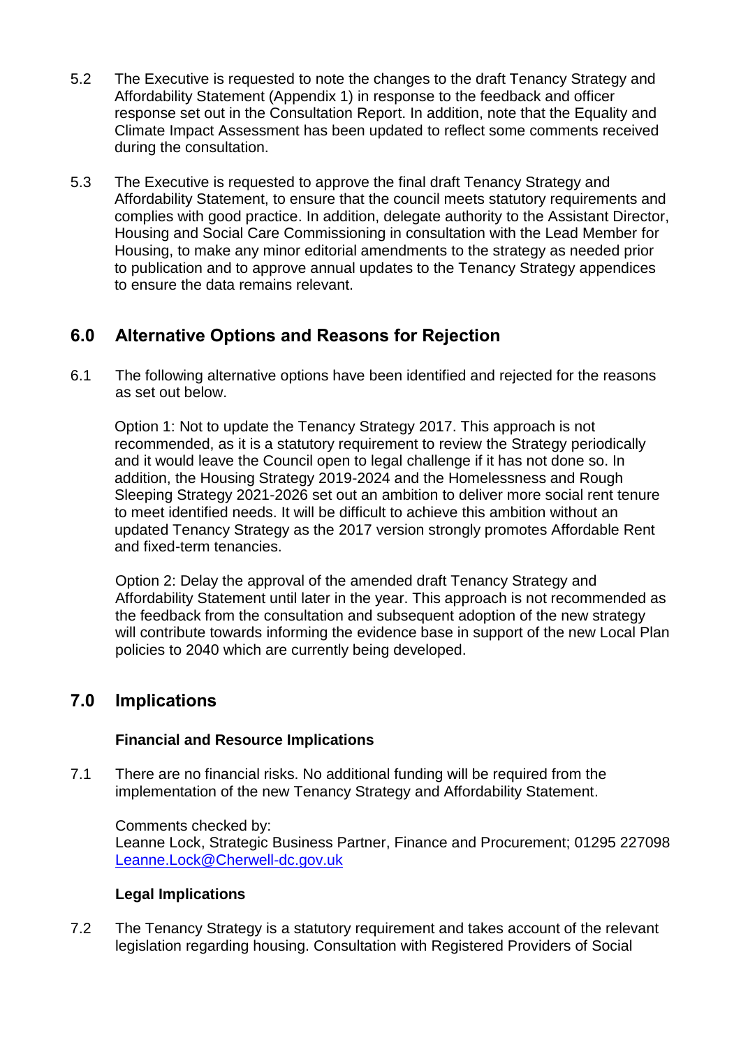5.2 The Executive is requested to note the changes to the draft Tenancy Strategy and Affordability Statement (Appendix 1) in response to the feedback and officer response set out in the Consultation Report. In addition, note that the Equality and Climate Impact Assessment has been updated to reflect some comments received during the consultation.

5.3 The Executive is requested to approve the final draft Tenancy Strategy and Affordability Statement, to ensure that the council meets statutory requirements and complies with good practice. In addition, delegate authority to the Assistant Director, Housing and Social Care Commissioning in consultation with the Lead Member for Housing, to make any minor editorial amendments to the strategy as needed prior to publication and to approve annual updates to the Tenancy Strategy appendices to ensure the data remains relevant.

## 6.0 Alternative Options and Reasons for Rejection

6.1 The following alternative options have been identified and rejected for the reasons as set out below.

Option 1: Not to update the Tenancy Strategy 2017. This approach is not recommended, as it is a statutory requirement to review the Strategy periodically and it would leave the Council open to legal challenge if it has not done so. In addition, the Housing Strategy 2019-2024 and the Homelessness and Rough Sleeping Strategy 2021-2026 set out an ambition to deliver more social rent tenure to meet identified needs. It will be difficult to achieve this ambition without an updated Tenancy Strategy as the 2017 version strongly promotes Affordable Rent and fixed-term tenancies.

Option 2: Delay the approval of the amended draft Tenancy Strategy and Affordability Statement until later in the year. This approach is not recommended as the feedback from the consultation and subsequent adoption of the new strategy will contribute towards informing the evidence base in support of the new Local Plan policies to 2040 which are currently being developed.

## 7.0 Implications

**Financial and Resource Implications**

7.1 There are no financial risks. No additional funding will be required from the implementation of the new Tenancy Strategy and Affordability Statement.

Comments checked by:
Leanne Lock, Strategic Business Partner, Finance and Procurement; 01295 227098
Leanne.Lock@Cherwell-dc.gov.uk

**Legal Implications**

7.2 The Tenancy Strategy is a statutory requirement and takes account of the relevant legislation regarding housing. Consultation with Registered Providers of Social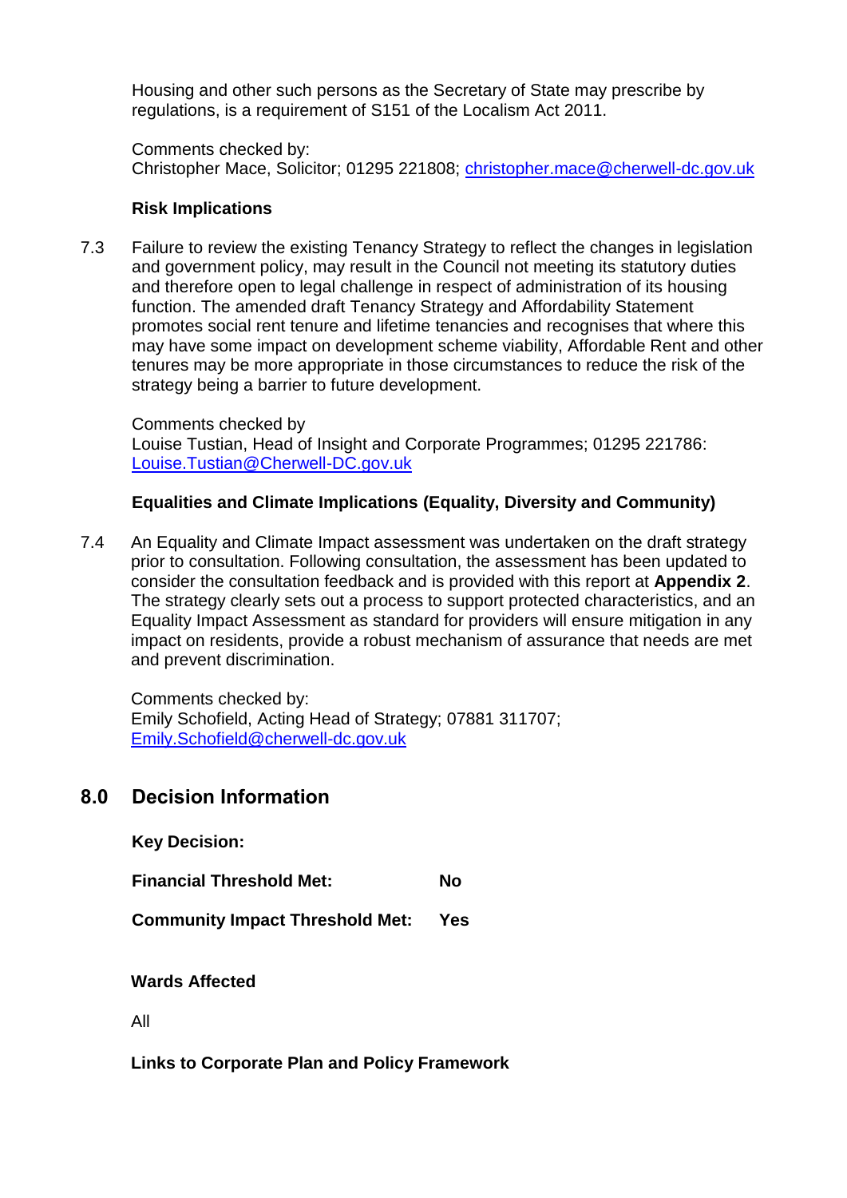Housing and other such persons as the Secretary of State may prescribe by regulations, is a requirement of S151 of the Localism Act 2011.

Comments checked by:
Christopher Mace, Solicitor; 01295 221808; christopher.mace@cherwell-dc.gov.uk

**Risk Implications**

7.3 Failure to review the existing Tenancy Strategy to reflect the changes in legislation and government policy, may result in the Council not meeting its statutory duties and therefore open to legal challenge in respect of administration of its housing function. The amended draft Tenancy Strategy and Affordability Statement promotes social rent tenure and lifetime tenancies and recognises that where this may have some impact on development scheme viability, Affordable Rent and other tenures may be more appropriate in those circumstances to reduce the risk of the strategy being a barrier to future development.

Comments checked by
Louise Tustian, Head of Insight and Corporate Programmes; 01295 221786: Louise.Tustian@Cherwell-DC.gov.uk

**Equalities and Climate Implications (Equality, Diversity and Community)**

7.4 An Equality and Climate Impact assessment was undertaken on the draft strategy prior to consultation. Following consultation, the assessment has been updated to consider the consultation feedback and is provided with this report at **Appendix 2**. The strategy clearly sets out a process to support protected characteristics, and an Equality Impact Assessment as standard for providers will ensure mitigation in any impact on residents, provide a robust mechanism of assurance that needs are met and prevent discrimination.

Comments checked by:
Emily Schofield, Acting Head of Strategy; 07881 311707; Emily.Schofield@cherwell-dc.gov.uk

## 8.0 Decision Information

**Key Decision:**

**Financial Threshold Met:** **No**

**Community Impact Threshold Met:** **Yes**

**Wards Affected**

All

**Links to Corporate Plan and Policy Framework**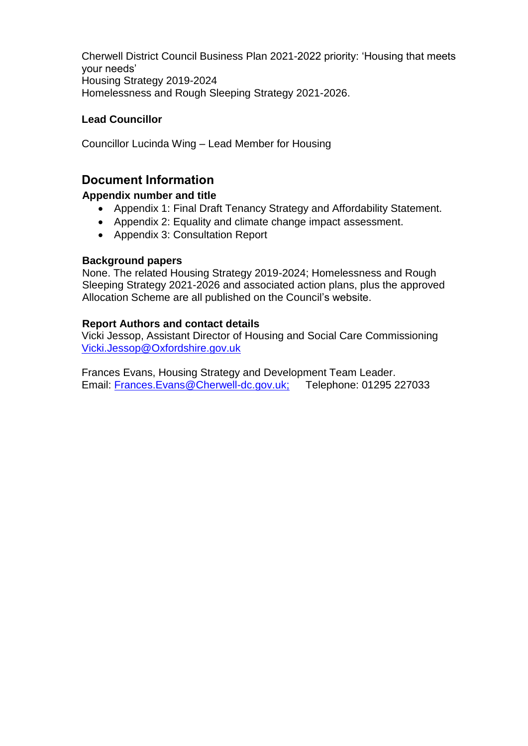Cherwell District Council Business Plan 2021-2022 priority: 'Housing that meets your needs'
Housing Strategy 2019-2024
Homelessness and Rough Sleeping Strategy 2021-2026.

**Lead Councillor**

Councillor Lucinda Wing – Lead Member for Housing

## Document Information

**Appendix number and title**

- Appendix 1: Final Draft Tenancy Strategy and Affordability Statement.
- Appendix 2: Equality and climate change impact assessment.
- Appendix 3: Consultation Report

**Background papers**
None. The related Housing Strategy 2019-2024; Homelessness and Rough Sleeping Strategy 2021-2026 and associated action plans, plus the approved Allocation Scheme are all published on the Council's website.

**Report Authors and contact details**
Vicki Jessop, Assistant Director of Housing and Social Care Commissioning
Vicki.Jessop@Oxfordshire.gov.uk

Frances Evans, Housing Strategy and Development Team Leader.
Email: Frances.Evans@Cherwell-dc.gov.uk; Telephone: 01295 227033